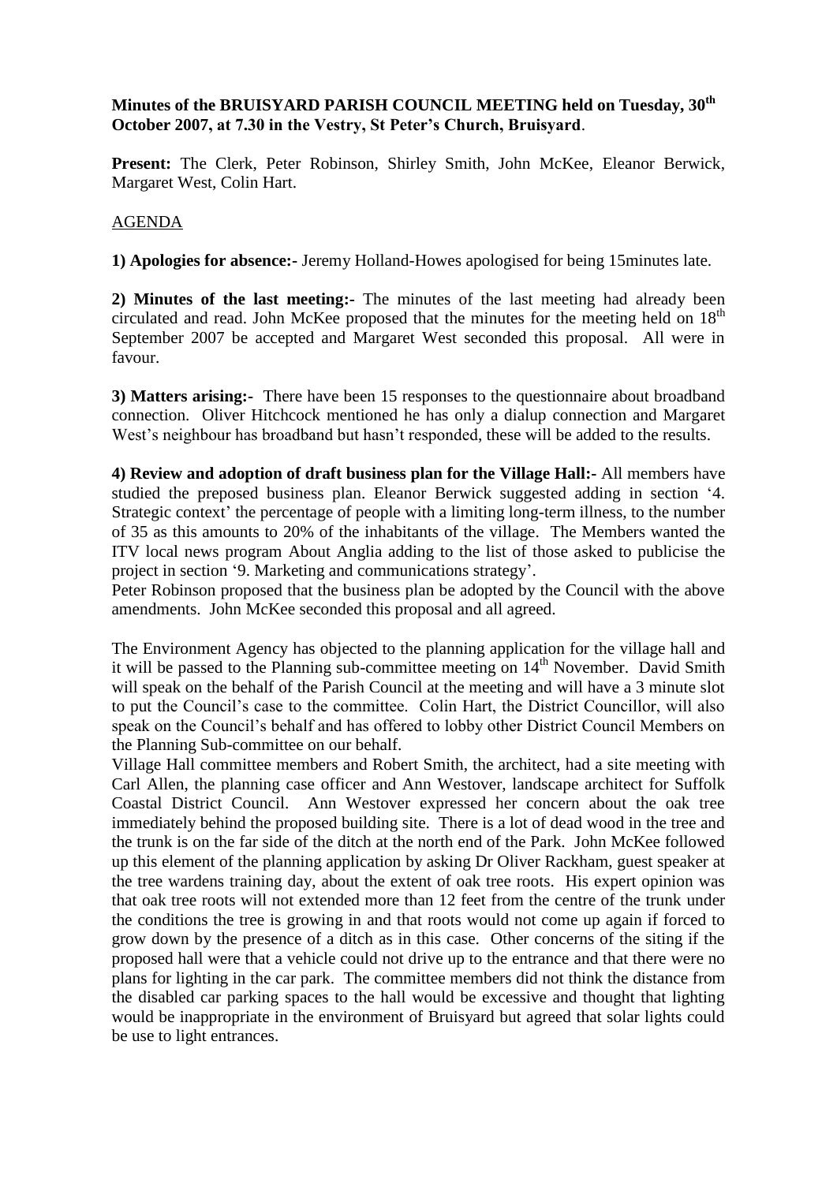**Minutes of the BRUISYARD PARISH COUNCIL MEETING held on Tuesday, 30th October 2007, at 7.30 in the Vestry, St Peter's Church, Bruisyard**.

**Present:** The Clerk, Peter Robinson, Shirley Smith, John McKee, Eleanor Berwick, Margaret West, Colin Hart.

AGENDA

**1) Apologies for absence:-** Jeremy Holland-Howes apologised for being 15minutes late.

**2) Minutes of the last meeting:-** The minutes of the last meeting had already been circulated and read. John McKee proposed that the minutes for the meeting held on 18th September 2007 be accepted and Margaret West seconded this proposal. All were in favour.

**3) Matters arising:-** There have been 15 responses to the questionnaire about broadband connection. Oliver Hitchcock mentioned he has only a dialup connection and Margaret West's neighbour has broadband but hasn't responded, these will be added to the results.

**4) Review and adoption of draft business plan for the Village Hall:-** All members have studied the preposed business plan. Eleanor Berwick suggested adding in section '4. Strategic context' the percentage of people with a limiting long-term illness, to the number of 35 as this amounts to 20% of the inhabitants of the village. The Members wanted the ITV local news program About Anglia adding to the list of those asked to publicise the project in section '9. Marketing and communications strategy'.

Peter Robinson proposed that the business plan be adopted by the Council with the above amendments. John McKee seconded this proposal and all agreed.

The Environment Agency has objected to the planning application for the village hall and it will be passed to the Planning sub-committee meeting on 14th November. David Smith will speak on the behalf of the Parish Council at the meeting and will have a 3 minute slot to put the Council's case to the committee. Colin Hart, the District Councillor, will also speak on the Council's behalf and has offered to lobby other District Council Members on the Planning Sub-committee on our behalf.

Village Hall committee members and Robert Smith, the architect, had a site meeting with Carl Allen, the planning case officer and Ann Westover, landscape architect for Suffolk Coastal District Council. Ann Westover expressed her concern about the oak tree immediately behind the proposed building site. There is a lot of dead wood in the tree and the trunk is on the far side of the ditch at the north end of the Park. John McKee followed up this element of the planning application by asking Dr Oliver Rackham, guest speaker at the tree wardens training day, about the extent of oak tree roots. His expert opinion was that oak tree roots will not extended more than 12 feet from the centre of the trunk under the conditions the tree is growing in and that roots would not come up again if forced to grow down by the presence of a ditch as in this case. Other concerns of the siting if the proposed hall were that a vehicle could not drive up to the entrance and that there were no plans for lighting in the car park. The committee members did not think the distance from the disabled car parking spaces to the hall would be excessive and thought that lighting would be inappropriate in the environment of Bruisyard but agreed that solar lights could be use to light entrances.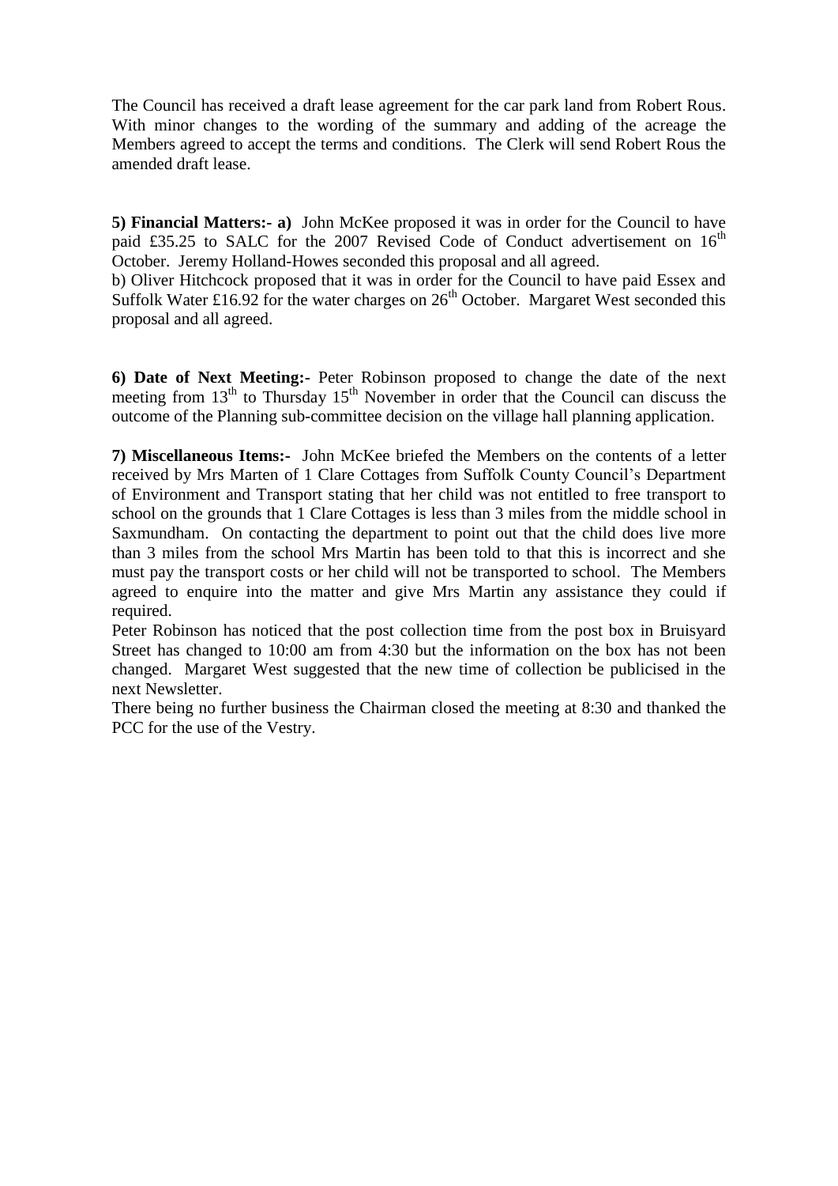The Council has received a draft lease agreement for the car park land from Robert Rous. With minor changes to the wording of the summary and adding of the acreage the Members agreed to accept the terms and conditions. The Clerk will send Robert Rous the amended draft lease.

**5) Financial Matters:- a)** John McKee proposed it was in order for the Council to have paid £35.25 to SALC for the 2007 Revised Code of Conduct advertisement on 16th October. Jeremy Holland-Howes seconded this proposal and all agreed.

b) Oliver Hitchcock proposed that it was in order for the Council to have paid Essex and Suffolk Water £16.92 for the water charges on 26th October. Margaret West seconded this proposal and all agreed.

**6) Date of Next Meeting:-** Peter Robinson proposed to change the date of the next meeting from 13th to Thursday 15th November in order that the Council can discuss the outcome of the Planning sub-committee decision on the village hall planning application.

**7) Miscellaneous Items:-** John McKee briefed the Members on the contents of a letter received by Mrs Marten of 1 Clare Cottages from Suffolk County Council's Department of Environment and Transport stating that her child was not entitled to free transport to school on the grounds that 1 Clare Cottages is less than 3 miles from the middle school in Saxmundham. On contacting the department to point out that the child does live more than 3 miles from the school Mrs Martin has been told to that this is incorrect and she must pay the transport costs or her child will not be transported to school. The Members agreed to enquire into the matter and give Mrs Martin any assistance they could if required.

Peter Robinson has noticed that the post collection time from the post box in Bruisyard Street has changed to 10:00 am from 4:30 but the information on the box has not been changed. Margaret West suggested that the new time of collection be publicised in the next Newsletter.

There being no further business the Chairman closed the meeting at 8:30 and thanked the PCC for the use of the Vestry.